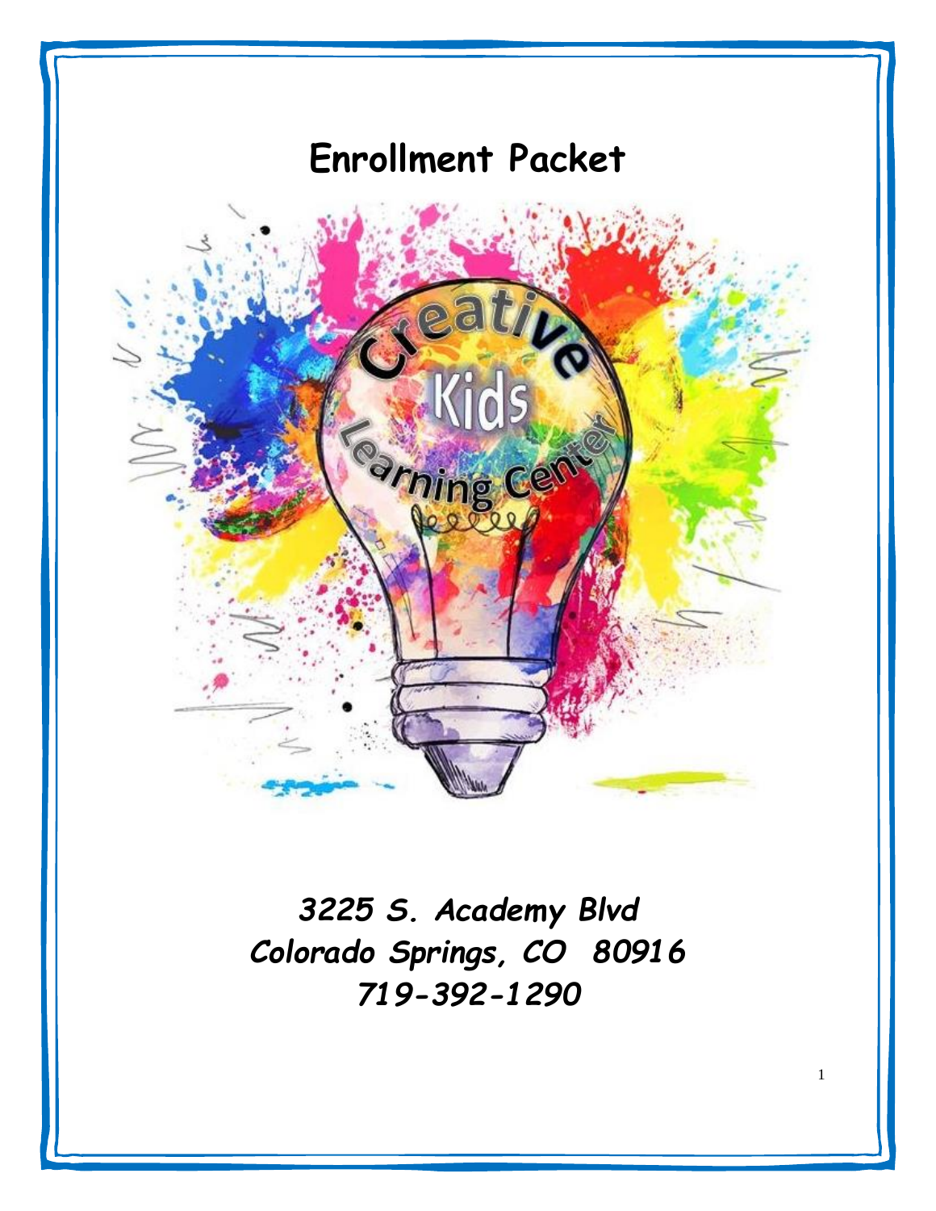# Enrollment Packet

***3225 S. Academy Blvd***
***Colorado Springs, CO 80916***
***719-392-1290***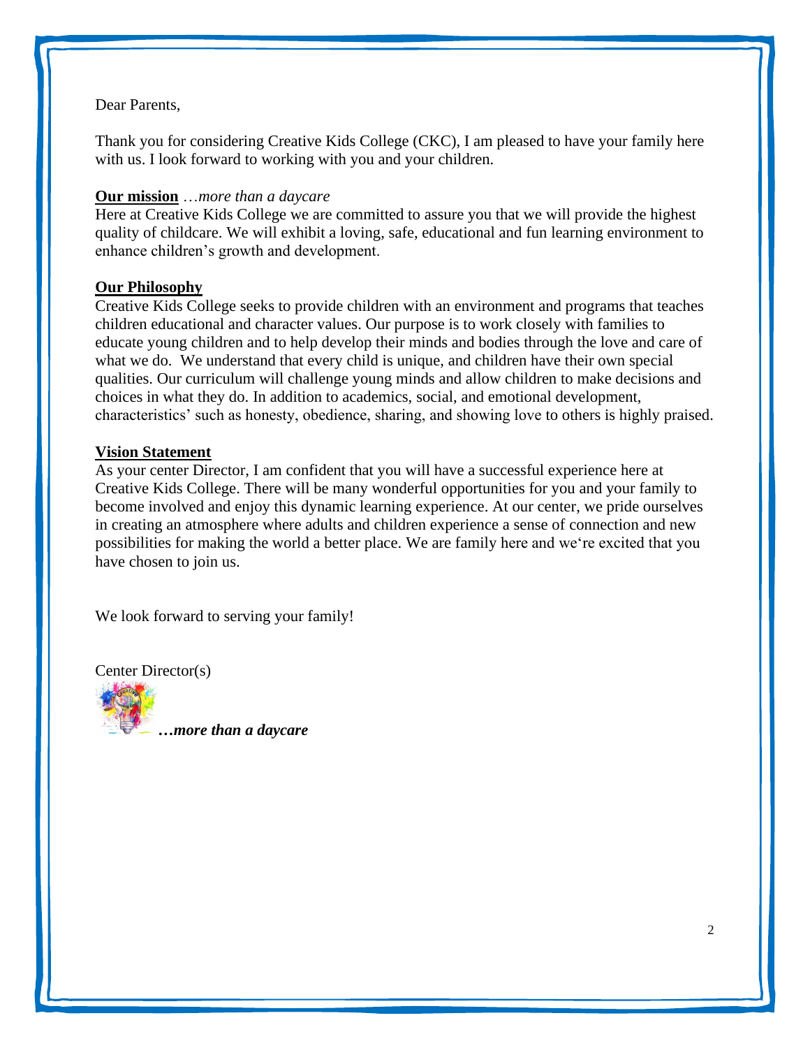Dear Parents,

Thank you for considering Creative Kids College (CKC), I am pleased to have your family here with us. I look forward to working with you and your children.

**Our mission** *…more than a daycare*

Here at Creative Kids College we are committed to assure you that we will provide the highest quality of childcare. We will exhibit a loving, safe, educational and fun learning environment to enhance children's growth and development.

**Our Philosophy**

Creative Kids College seeks to provide children with an environment and programs that teaches children educational and character values. Our purpose is to work closely with families to educate young children and to help develop their minds and bodies through the love and care of what we do. We understand that every child is unique, and children have their own special qualities. Our curriculum will challenge young minds and allow children to make decisions and choices in what they do. In addition to academics, social, and emotional development, characteristics' such as honesty, obedience, sharing, and showing love to others is highly praised.

**Vision Statement**

As your center Director, I am confident that you will have a successful experience here at Creative Kids College. There will be many wonderful opportunities for you and your family to become involved and enjoy this dynamic learning experience. At our center, we pride ourselves in creating an atmosphere where adults and children experience a sense of connection and new possibilities for making the world a better place. We are family here and we're excited that you have chosen to join us.

We look forward to serving your family!

Center Director(s)

***…more than a daycare***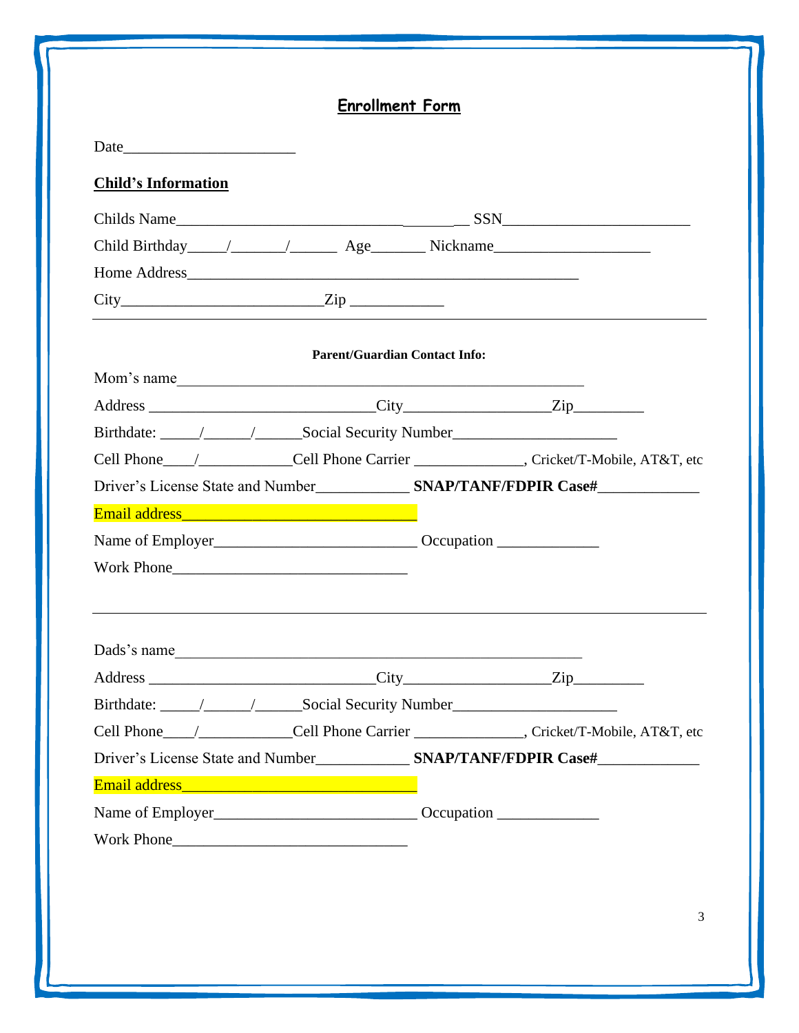# Enrollment Form

Date______________________

**Child's Information**

Childs Name_________________________________ SSN________________________

Child Birthday_____/_______/______ Age_______ Nickname____________________

Home Address___________________________________________________

City_________________________Zip ____________

---

**Parent/Guardian Contact Info:**

Mom's name______________________________________________________

Address _____________________________City___________________Zip_________

Birthdate: _____/______/______Social Security Number_____________________

Cell Phone____/____________Cell Phone Carrier ______________, Cricket/T-Mobile, AT&T, etc

Driver's License State and Number____________ **SNAP/TANF/FDPIR Case#**_____________

Email address______________________________

Name of Employer__________________________ Occupation _____________

Work Phone______________________________

---

Dads's name______________________________________________________

Address _____________________________City___________________Zip_________

Birthdate: _____/______/______Social Security Number_____________________

Cell Phone____/____________Cell Phone Carrier ______________, Cricket/T-Mobile, AT&T, etc

Driver's License State and Number____________ **SNAP/TANF/FDPIR Case#**_____________

Email address______________________________

Name of Employer__________________________ Occupation _____________

Work Phone______________________________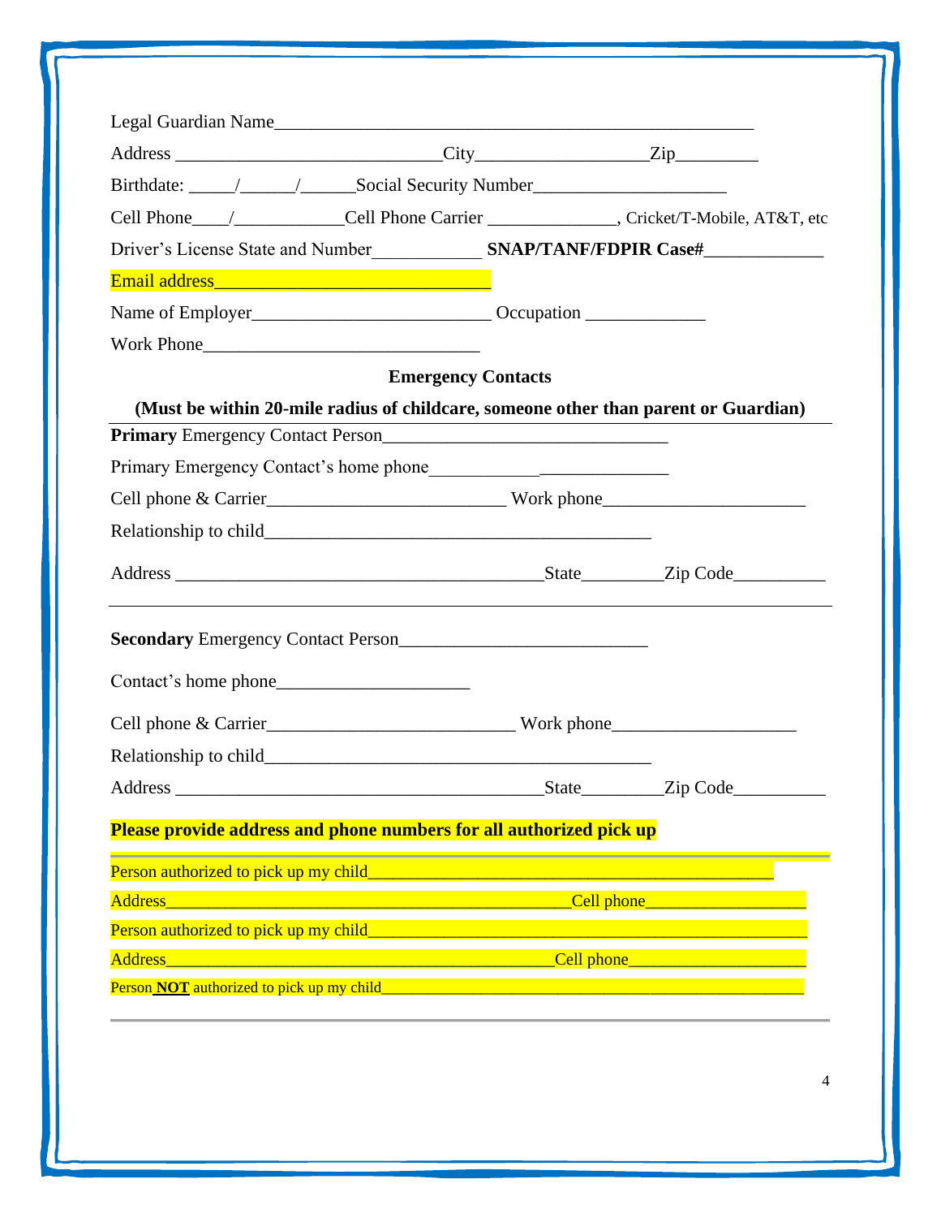Legal Guardian Name_______________________________________________________

Address ____________________________City__________________Zip_________

Birthdate: _____/______/______Social Security Number_____________________

Cell Phone____/____________Cell Phone Carrier ______________, Cricket/T-Mobile, AT&T, etc

Driver's License State and Number____________ **SNAP/TANF/FDPIR Case#**_____________

Email address______________________________

Name of Employer__________________________ Occupation _____________

Work Phone______________________________

**Emergency Contacts**

**(Must be within 20-mile radius of childcare, someone other than parent or Guardian)**

**Primary** Emergency Contact Person______________________________

Primary Emergency Contact's home phone___________ _____________

Cell phone & Carrier_________________________ Work phone_____________________

Relationship to child_________________________________________

Address ________________________________________State_________Zip Code__________

---

**Secondary** Emergency Contact Person__________________________

Contact's home phone_____________________

Cell phone & Carrier__________________________ Work phone___________________

Relationship to child_________________________________________

Address ________________________________________State_________Zip Code__________

**Please provide address and phone numbers for all authorized pick up**

---

Person authorized to pick up my child_____________________________________________

Address_______________________________________________Cell phone__________________

Person authorized to pick up my child_____________________________________________

Address______________________________________________Cell phone____________________

Person **NOT** authorized to pick up my child_____________________________________________

---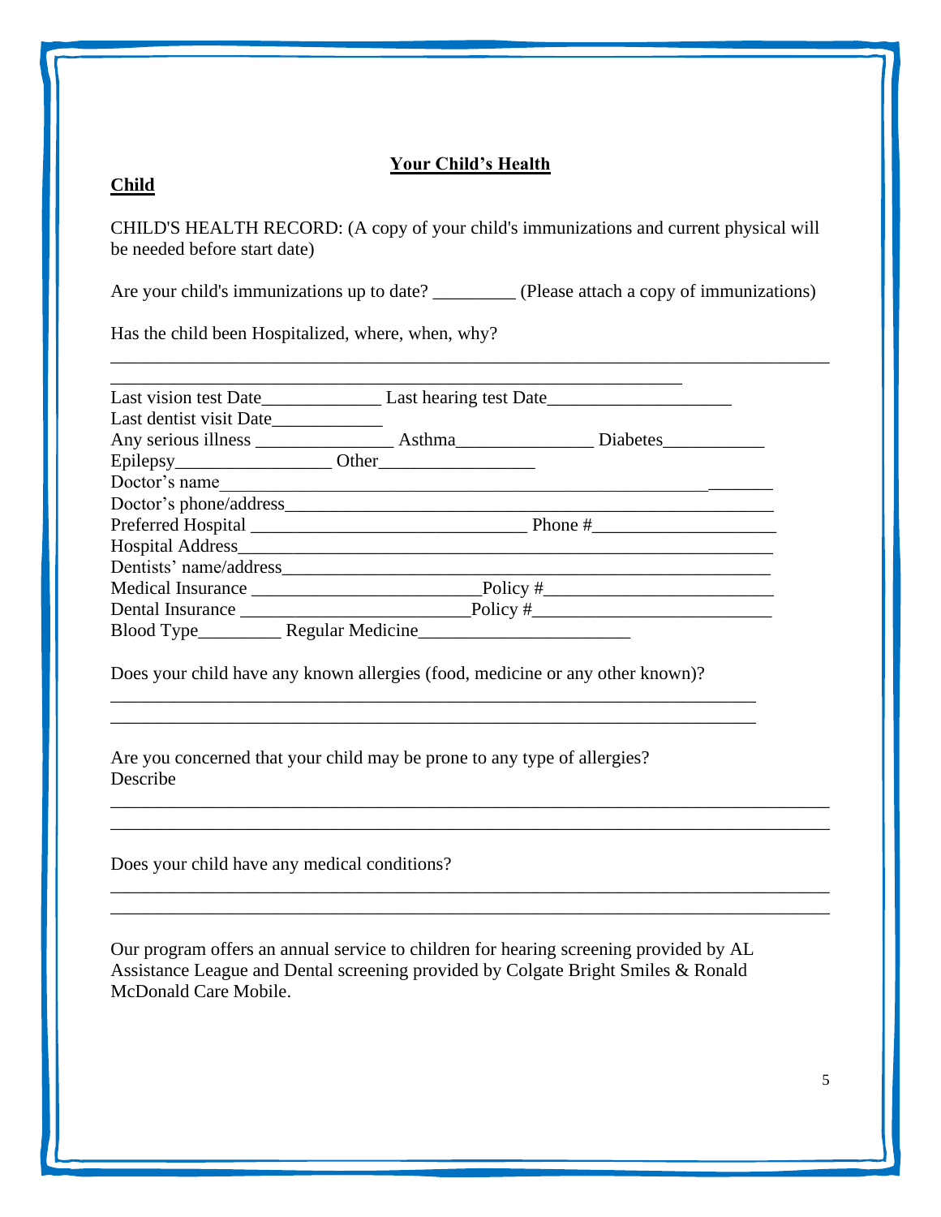## Your Child's Health

**Child**

CHILD'S HEALTH RECORD: (A copy of your child's immunizations and current physical will be needed before start date)

Are your child's immunizations up to date? _________ (Please attach a copy of immunizations)

Has the child been Hospitalized, where, when, why?

______________________________________________________________________________

_______________________________________________________________

Last vision test Date_____________ Last hearing test Date____________________

Last dentist visit Date____________

Any serious illness _______________ Asthma_______________ Diabetes___________

Epilepsy_________________ Other_________________

Doctor's name_________________________________________________________

Doctor's phone/address_____________________________________________________

Preferred Hospital ______________________________ Phone #____________________

Hospital Address__________________________________________________________

Dentists' name/address_____________________________________________________

Medical Insurance _________________________Policy #_________________________

Dental Insurance _________________________Policy #__________________________

Blood Type_________ Regular Medicine_______________________

Does your child have any known allergies (food, medicine or any other known)?

_______________________________________________________________________

_______________________________________________________________________

Are you concerned that your child may be prone to any type of allergies?
Describe

______________________________________________________________________________

______________________________________________________________________________

Does your child have any medical conditions?

______________________________________________________________________________

______________________________________________________________________________

Our program offers an annual service to children for hearing screening provided by AL Assistance League and Dental screening provided by Colgate Bright Smiles & Ronald McDonald Care Mobile.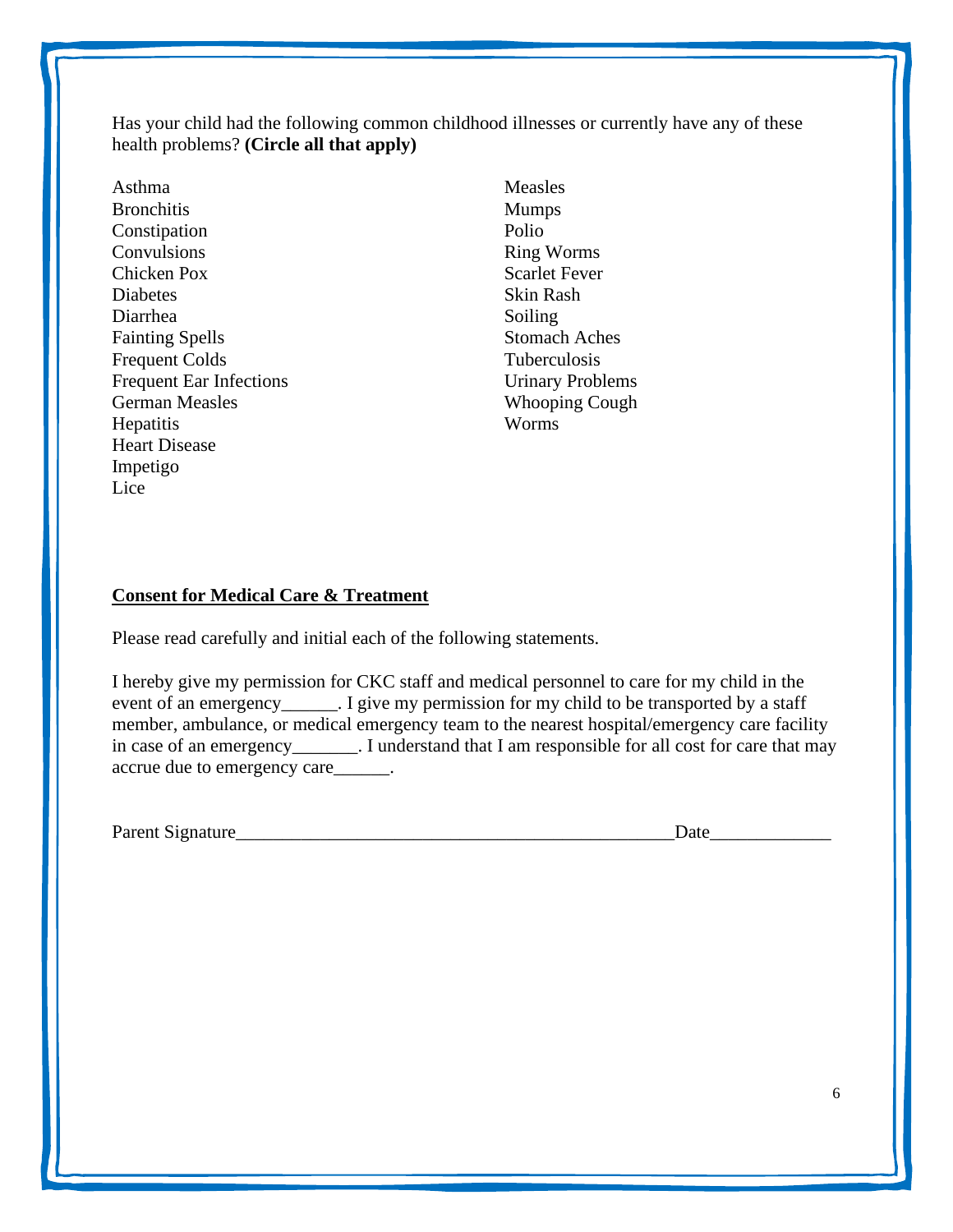Has your child had the following common childhood illnesses or currently have any of these health problems? **(Circle all that apply)**

Asthma
Bronchitis
Constipation
Convulsions
Chicken Pox
Diabetes
Diarrhea
Fainting Spells
Frequent Colds
Frequent Ear Infections
German Measles
Hepatitis
Heart Disease
Impetigo
Lice

Measles
Mumps
Polio
Ring Worms
Scarlet Fever
Skin Rash
Soiling
Stomach Aches
Tuberculosis
Urinary Problems
Whooping Cough
Worms

**Consent for Medical Care & Treatment**

Please read carefully and initial each of the following statements.

I hereby give my permission for CKC staff and medical personnel to care for my child in the event of an emergency______. I give my permission for my child to be transported by a staff member, ambulance, or medical emergency team to the nearest hospital/emergency care facility in case of an emergency_______. I understand that I am responsible for all cost for care that may accrue due to emergency care______.

Parent Signature_______________________________________________Date_____________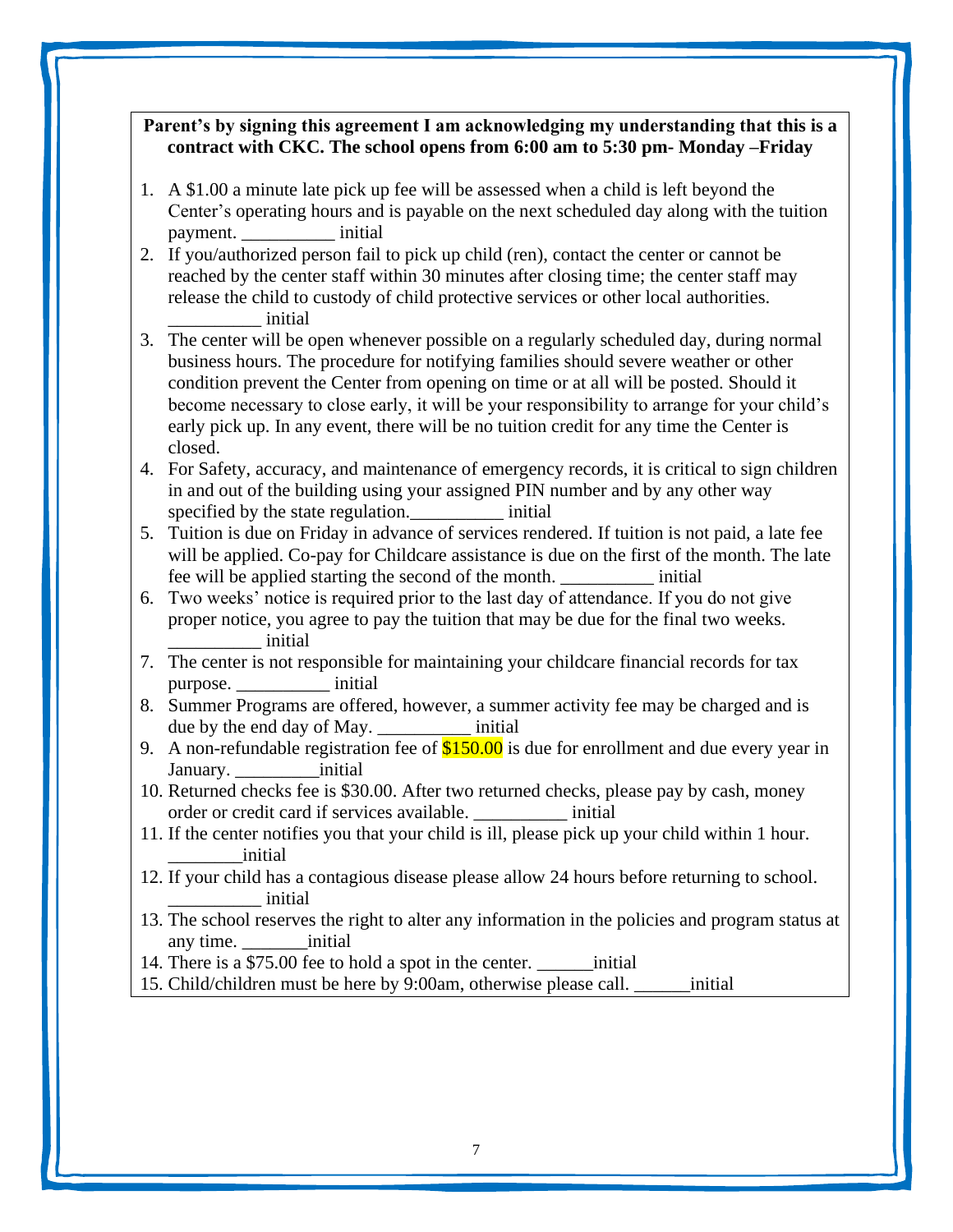**Parent's by signing this agreement I am acknowledging my understanding that this is a contract with CKC. The school opens from 6:00 am to 5:30 pm- Monday –Friday**

1. A $1.00 a minute late pick up fee will be assessed when a child is left beyond the Center's operating hours and is payable on the next scheduled day along with the tuition payment. __________ initial
2. If you/authorized person fail to pick up child (ren), contact the center or cannot be reached by the center staff within 30 minutes after closing time; the center staff may release the child to custody of child protective services or other local authorities. __________ initial
3. The center will be open whenever possible on a regularly scheduled day, during normal business hours. The procedure for notifying families should severe weather or other condition prevent the Center from opening on time or at all will be posted. Should it become necessary to close early, it will be your responsibility to arrange for your child's early pick up. In any event, there will be no tuition credit for any time the Center is closed.
4. For Safety, accuracy, and maintenance of emergency records, it is critical to sign children in and out of the building using your assigned PIN number and by any other way specified by the state regulation.__________ initial
5. Tuition is due on Friday in advance of services rendered. If tuition is not paid, a late fee will be applied. Co-pay for Childcare assistance is due on the first of the month. The late fee will be applied starting the second of the month. __________ initial
6. Two weeks' notice is required prior to the last day of attendance. If you do not give proper notice, you agree to pay the tuition that may be due for the final two weeks. __________ initial
7. The center is not responsible for maintaining your childcare financial records for tax purpose. __________ initial
8. Summer Programs are offered, however, a summer activity fee may be charged and is due by the end day of May. __________ initial
9. A non-refundable registration fee of $150.00 is due for enrollment and due every year in January. _________initial
10. Returned checks fee is $30.00. After two returned checks, please pay by cash, money order or credit card if services available. __________ initial
11. If the center notifies you that your child is ill, please pick up your child within 1 hour. ________initial
12. If your child has a contagious disease please allow 24 hours before returning to school. __________ initial
13. The school reserves the right to alter any information in the policies and program status at any time. _______initial
14. There is a $75.00 fee to hold a spot in the center. ______initial
15. Child/children must be here by 9:00am, otherwise please call. ______initial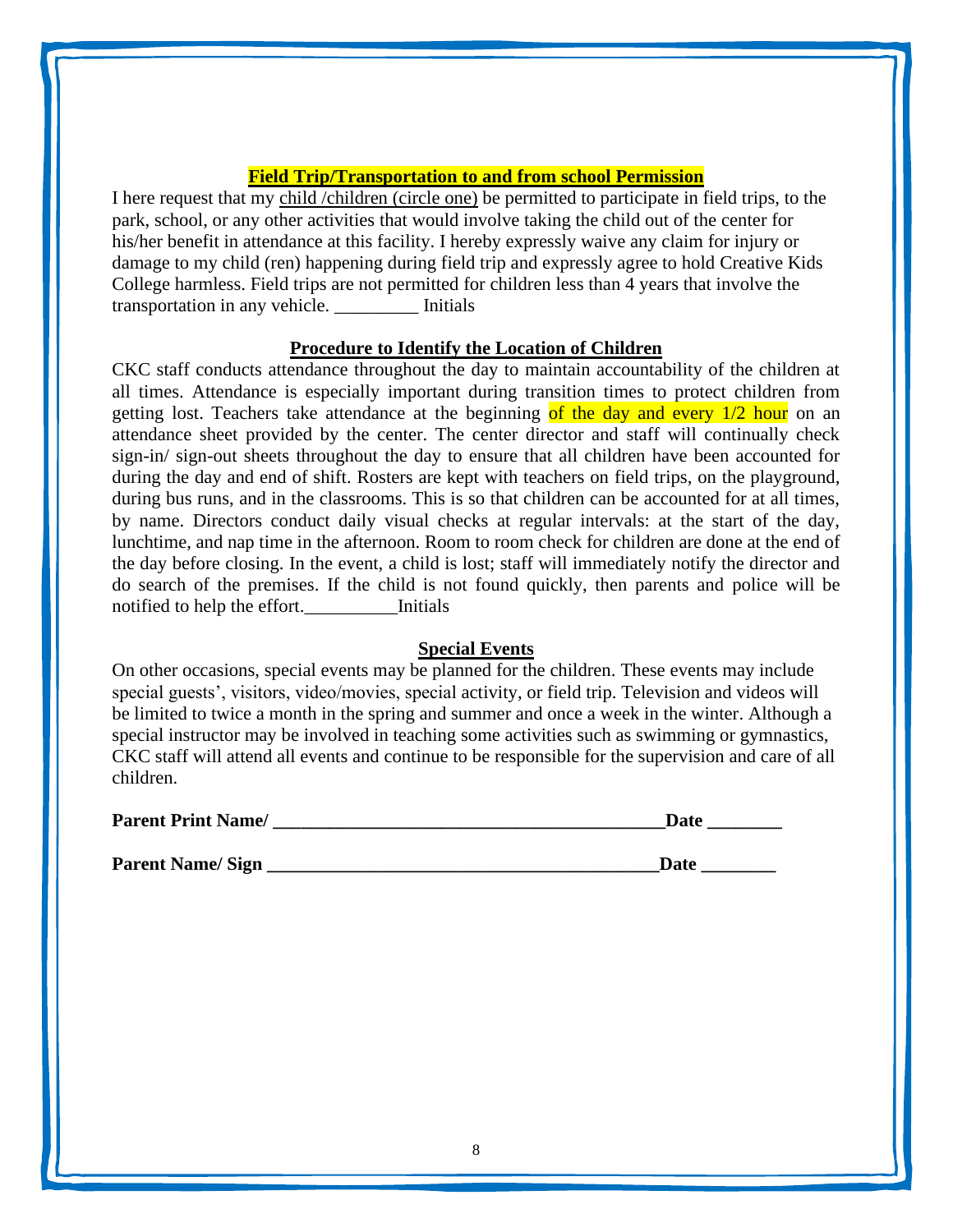## Field Trip/Transportation to and from school Permission

I here request that my child /children (circle one) be permitted to participate in field trips, to the park, school, or any other activities that would involve taking the child out of the center for his/her benefit in attendance at this facility. I hereby expressly waive any claim for injury or damage to my child (ren) happening during field trip and expressly agree to hold Creative Kids College harmless. Field trips are not permitted for children less than 4 years that involve the transportation in any vehicle. _________ Initials

## Procedure to Identify the Location of Children

CKC staff conducts attendance throughout the day to maintain accountability of the children at all times. Attendance is especially important during transition times to protect children from getting lost. Teachers take attendance at the beginning of the day and every 1/2 hour on an attendance sheet provided by the center. The center director and staff will continually check sign-in/ sign-out sheets throughout the day to ensure that all children have been accounted for during the day and end of shift. Rosters are kept with teachers on field trips, on the playground, during bus runs, and in the classrooms. This is so that children can be accounted for at all times, by name. Directors conduct daily visual checks at regular intervals: at the start of the day, lunchtime, and nap time in the afternoon. Room to room check for children are done at the end of the day before closing. In the event, a child is lost; staff will immediately notify the director and do search of the premises. If the child is not found quickly, then parents and police will be notified to help the effort.__________Initials

## Special Events

On other occasions, special events may be planned for the children. These events may include special guests', visitors, video/movies, special activity, or field trip. Television and videos will be limited to twice a month in the spring and summer and once a week in the winter. Although a special instructor may be involved in teaching some activities such as swimming or gymnastics, CKC staff will attend all events and continue to be responsible for the supervision and care of all children.

**Parent Print Name/ ___________________________________________Date ________**

**Parent Name/ Sign ___________________________________________Date ________**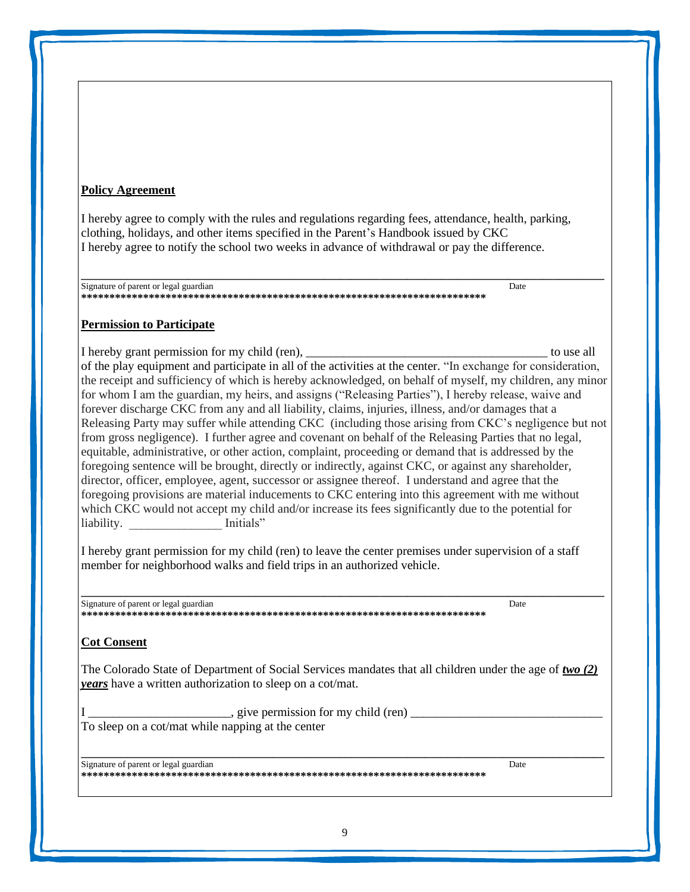**Policy Agreement**

I hereby agree to comply with the rules and regulations regarding fees, attendance, health, parking, clothing, holidays, and other items specified in the Parent's Handbook issued by CKC
I hereby agree to notify the school two weeks in advance of withdrawal or pay the difference.

___________________________________________________________________________
Signature of parent or legal guardian Date
**************************************************************************

**Permission to Participate**

I hereby grant permission for my child (ren), ______________________________________ to use all of the play equipment and participate in all of the activities at the center. "In exchange for consideration, the receipt and sufficiency of which is hereby acknowledged, on behalf of myself, my children, any minor for whom I am the guardian, my heirs, and assigns ("Releasing Parties"), I hereby release, waive and forever discharge CKC from any and all liability, claims, injuries, illness, and/or damages that a Releasing Party may suffer while attending CKC (including those arising from CKC's negligence but not from gross negligence). I further agree and covenant on behalf of the Releasing Parties that no legal, equitable, administrative, or other action, complaint, proceeding or demand that is addressed by the foregoing sentence will be brought, directly or indirectly, against CKC, or against any shareholder, director, officer, employee, agent, successor or assignee thereof. I understand and agree that the foregoing provisions are material inducements to CKC entering into this agreement with me without which CKC would not accept my child and/or increase its fees significantly due to the potential for liability. ______________ Initials"

I hereby grant permission for my child (ren) to leave the center premises under supervision of a staff member for neighborhood walks and field trips in an authorized vehicle.

___________________________________________________________________________
Signature of parent or legal guardian Date
**************************************************************************

**Cot Consent**

The Colorado State of Department of Social Services mandates that all children under the age of ***two (2) years*** have a written authorization to sleep on a cot/mat.

I ______________________, give permission for my child (ren) ______________________________
To sleep on a cot/mat while napping at the center

___________________________________________________________________________
Signature of parent or legal guardian Date
**************************************************************************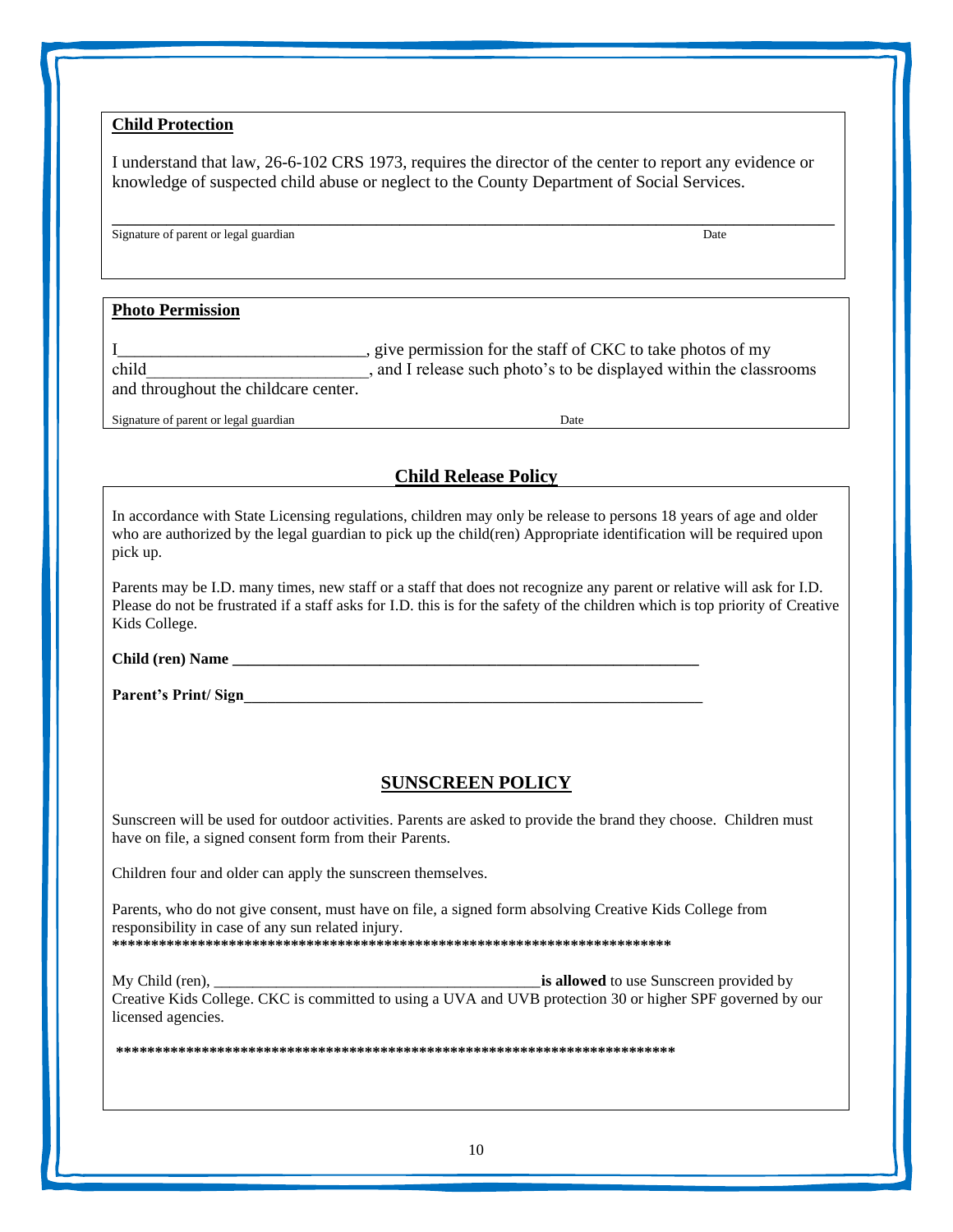**Child Protection**

I understand that law, 26-6-102 CRS 1973, requires the director of the center to report any evidence or knowledge of suspected child abuse or neglect to the County Department of Social Services.

______________________________________________________________________________

Signature of parent or legal guardian                                                                                    Date

**Photo Permission**

I____________________________, give permission for the staff of CKC to take photos of my child__________________________, and I release such photo's to be displayed within the classrooms and throughout the childcare center.

Signature of parent or legal guardian                                                Date

## Child Release Policy

In accordance with State Licensing regulations, children may only be release to persons 18 years of age and older who are authorized by the legal guardian to pick up the child(ren) Appropriate identification will be required upon pick up.

Parents may be I.D. many times, new staff or a staff that does not recognize any parent or relative will ask for I.D. Please do not be frustrated if a staff asks for I.D. this is for the safety of the children which is top priority of Creative Kids College.

**Child (ren) Name ______________________________________________________________**

**Parent's Print/ Sign______________________________________________________________**

## SUNSCREEN POLICY

Sunscreen will be used for outdoor activities. Parents are asked to provide the brand they choose. Children must have on file, a signed consent form from their Parents.

Children four and older can apply the sunscreen themselves.

Parents, who do not give consent, must have on file, a signed form absolving Creative Kids College from responsibility in case of any sun related injury.

**************************************************************************

My Child (ren), __________________________________________**is allowed** to use Sunscreen provided by Creative Kids College. CKC is committed to using a UVA and UVB protection 30 or higher SPF governed by our licensed agencies.

**************************************************************************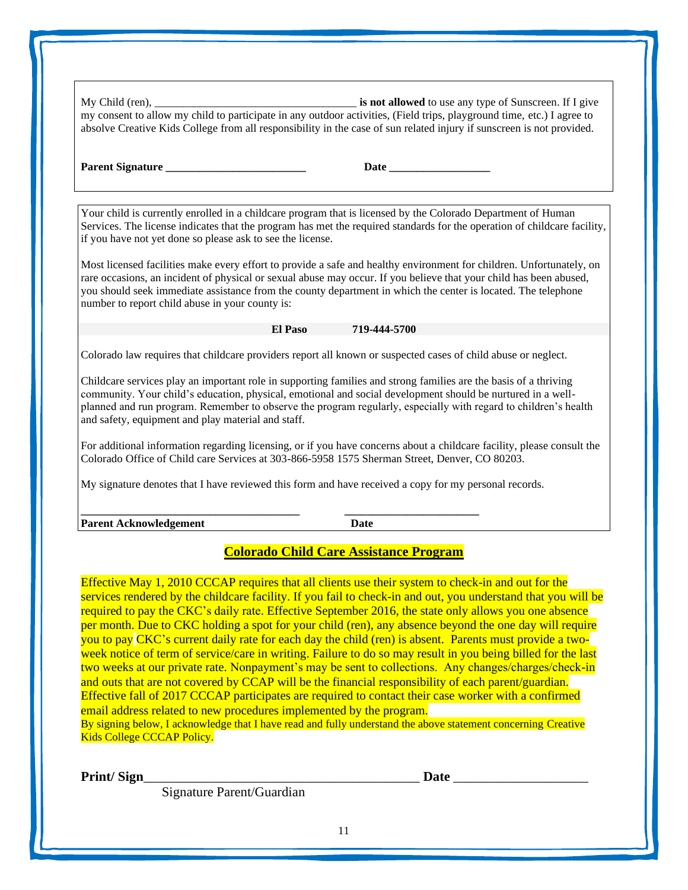My Child (ren), ___________________________________ **is not allowed** to use any type of Sunscreen. If I give my consent to allow my child to participate in any outdoor activities, (Field trips, playground time, etc.) I agree to absolve Creative Kids College from all responsibility in the case of sun related injury if sunscreen is not provided.

**Parent Signature** ________________________ **Date** _________________

Your child is currently enrolled in a childcare program that is licensed by the Colorado Department of Human Services. The license indicates that the program has met the required standards for the operation of childcare facility, if you have not yet done so please ask to see the license.

Most licensed facilities make every effort to provide a safe and healthy environment for children. Unfortunately, on rare occasions, an incident of physical or sexual abuse may occur. If you believe that your child has been abused, you should seek immediate assistance from the county department in which the center is located. The telephone number to report child abuse in your county is:

**El Paso 719-444-5700**

Colorado law requires that childcare providers report all known or suspected cases of child abuse or neglect.

Childcare services play an important role in supporting families and strong families are the basis of a thriving community. Your child's education, physical, emotional and social development should be nurtured in a well-planned and run program. Remember to observe the program regularly, especially with regard to children's health and safety, equipment and play material and staff.

For additional information regarding licensing, or if you have concerns about a childcare facility, please consult the Colorado Office of Child care Services at 303-866-5958 1575 Sherman Street, Denver, CO 80203.

My signature denotes that I have reviewed this form and have received a copy for my personal records.

____________________________________ ______________________

**Parent Acknowledgement** **Date**

## Colorado Child Care Assistance Program

Effective May 1, 2010 CCCAP requires that all clients use their system to check-in and out for the services rendered by the childcare facility. If you fail to check-in and out, you understand that you will be required to pay the CKC's daily rate. Effective September 2016, the state only allows you one absence per month. Due to CKC holding a spot for your child (ren), any absence beyond the one day will require you to pay CKC's current daily rate for each day the child (ren) is absent. Parents must provide a two-week notice of term of service/care in writing. Failure to do so may result in you being billed for the last two weeks at our private rate. Nonpayment's may be sent to collections. Any changes/charges/check-in and outs that are not covered by CCAP will be the financial responsibility of each parent/guardian. Effective fall of 2017 CCCAP participates are required to contact their case worker with a confirmed email address related to new procedures implemented by the program.

By signing below, I acknowledge that I have read and fully understand the above statement concerning Creative Kids College CCCAP Policy.

**Print/ Sign**________________________________________ **Date** ___________________

Signature Parent/Guardian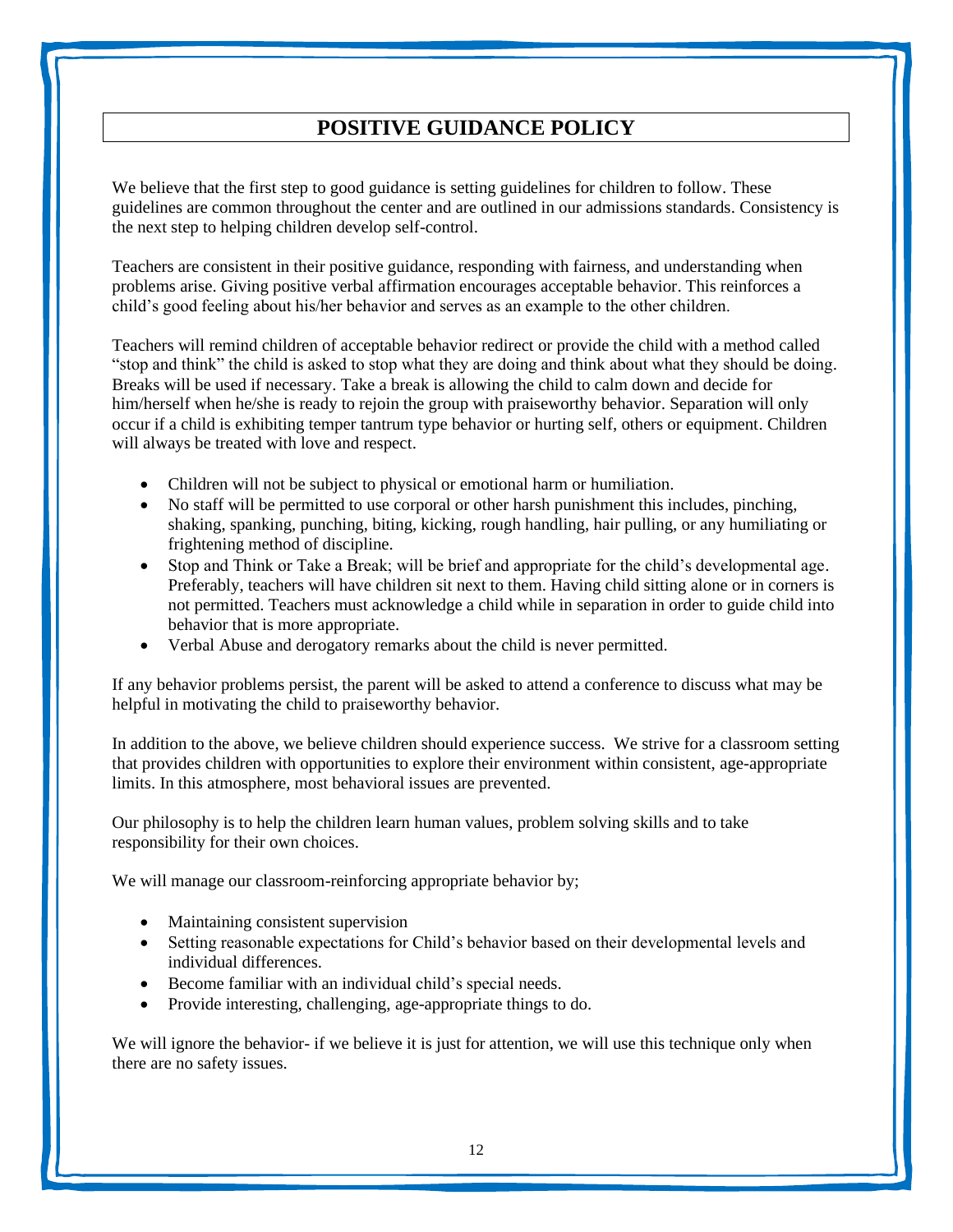# POSITIVE GUIDANCE POLICY

We believe that the first step to good guidance is setting guidelines for children to follow. These guidelines are common throughout the center and are outlined in our admissions standards. Consistency is the next step to helping children develop self-control.

Teachers are consistent in their positive guidance, responding with fairness, and understanding when problems arise. Giving positive verbal affirmation encourages acceptable behavior. This reinforces a child's good feeling about his/her behavior and serves as an example to the other children.

Teachers will remind children of acceptable behavior redirect or provide the child with a method called "stop and think" the child is asked to stop what they are doing and think about what they should be doing. Breaks will be used if necessary. Take a break is allowing the child to calm down and decide for him/herself when he/she is ready to rejoin the group with praiseworthy behavior. Separation will only occur if a child is exhibiting temper tantrum type behavior or hurting self, others or equipment. Children will always be treated with love and respect.

- Children will not be subject to physical or emotional harm or humiliation.
- No staff will be permitted to use corporal or other harsh punishment this includes, pinching, shaking, spanking, punching, biting, kicking, rough handling, hair pulling, or any humiliating or frightening method of discipline.
- Stop and Think or Take a Break; will be brief and appropriate for the child's developmental age. Preferably, teachers will have children sit next to them. Having child sitting alone or in corners is not permitted. Teachers must acknowledge a child while in separation in order to guide child into behavior that is more appropriate.
- Verbal Abuse and derogatory remarks about the child is never permitted.

If any behavior problems persist, the parent will be asked to attend a conference to discuss what may be helpful in motivating the child to praiseworthy behavior.

In addition to the above, we believe children should experience success. We strive for a classroom setting that provides children with opportunities to explore their environment within consistent, age-appropriate limits. In this atmosphere, most behavioral issues are prevented.

Our philosophy is to help the children learn human values, problem solving skills and to take responsibility for their own choices.

We will manage our classroom-reinforcing appropriate behavior by;

- Maintaining consistent supervision
- Setting reasonable expectations for Child's behavior based on their developmental levels and individual differences.
- Become familiar with an individual child's special needs.
- Provide interesting, challenging, age-appropriate things to do.

We will ignore the behavior- if we believe it is just for attention, we will use this technique only when there are no safety issues.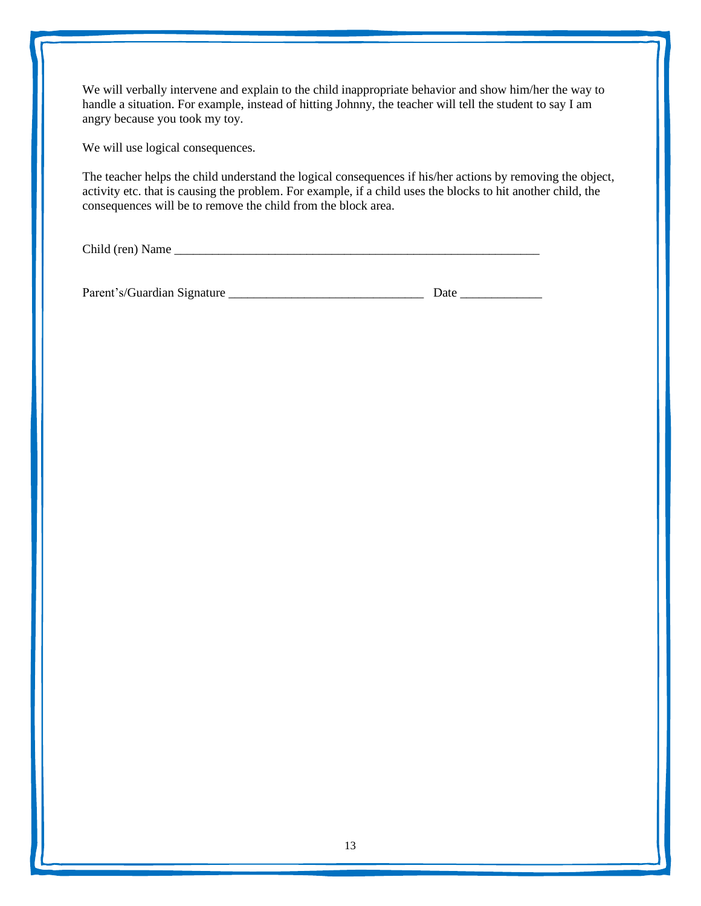We will verbally intervene and explain to the child inappropriate behavior and show him/her the way to handle a situation. For example, instead of hitting Johnny, the teacher will tell the student to say I am angry because you took my toy.

We will use logical consequences.

The teacher helps the child understand the logical consequences if his/her actions by removing the object, activity etc. that is causing the problem. For example, if a child uses the blocks to hit another child, the consequences will be to remove the child from the block area.

Child (ren) Name ____________________________________________________________

Parent's/Guardian Signature _______________________________ Date ____________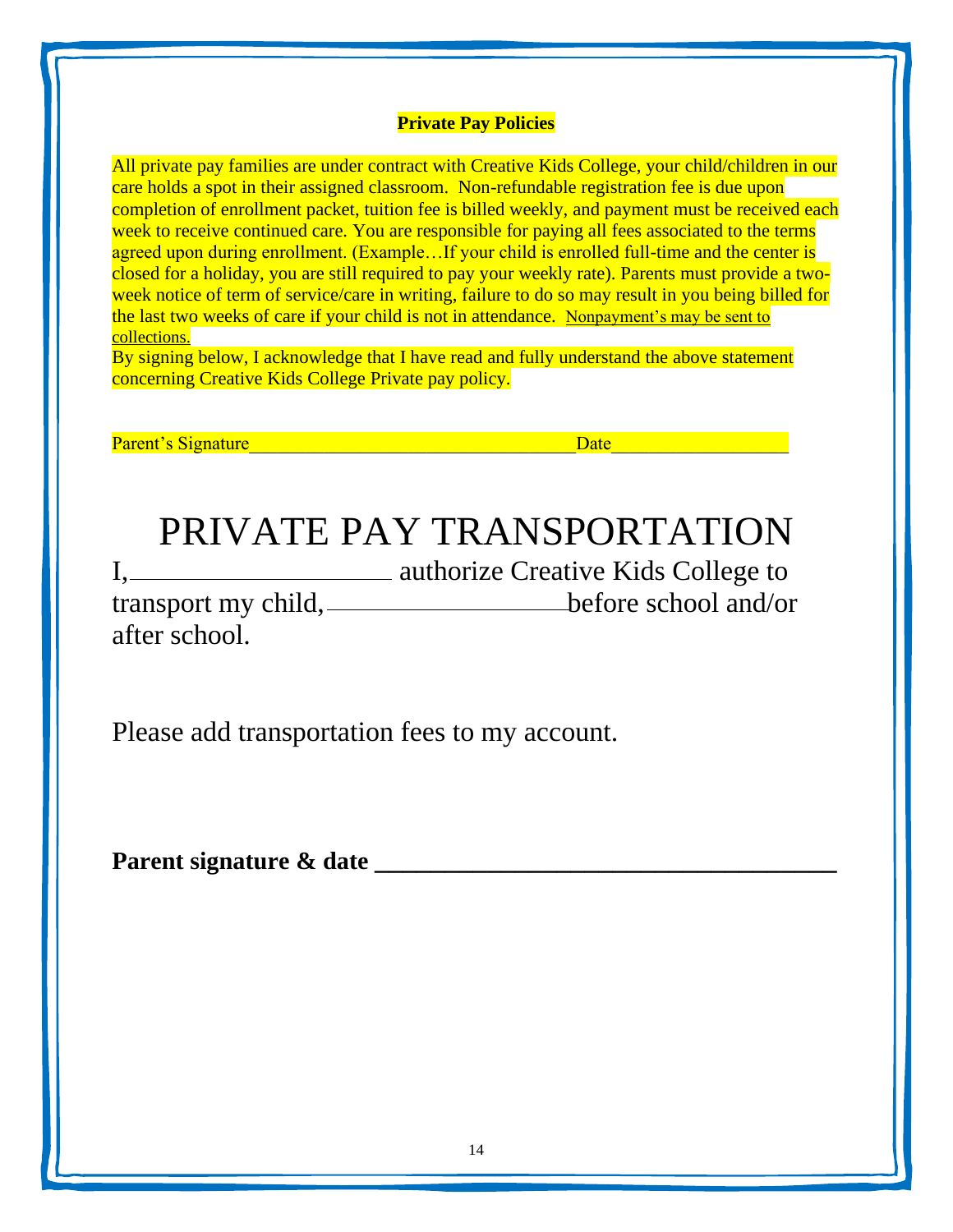**Private Pay Policies**

All private pay families are under contract with Creative Kids College, your child/children in our care holds a spot in their assigned classroom. Non-refundable registration fee is due upon completion of enrollment packet, tuition fee is billed weekly, and payment must be received each week to receive continued care. You are responsible for paying all fees associated to the terms agreed upon during enrollment. (Example…If your child is enrolled full-time and the center is closed for a holiday, you are still required to pay your weekly rate). Parents must provide a two-week notice of term of service/care in writing, failure to do so may result in you being billed for the last two weeks of care if your child is not in attendance. Nonpayment's may be sent to collections.

By signing below, I acknowledge that I have read and fully understand the above statement concerning Creative Kids College Private pay policy.

Parent's Signature________________________________ Date_________________

# PRIVATE PAY TRANSPORTATION

I,____________________ authorize Creative Kids College to transport my child,____________________before school and/or after school.

Please add transportation fees to my account.

**Parent signature & date ___________________________________**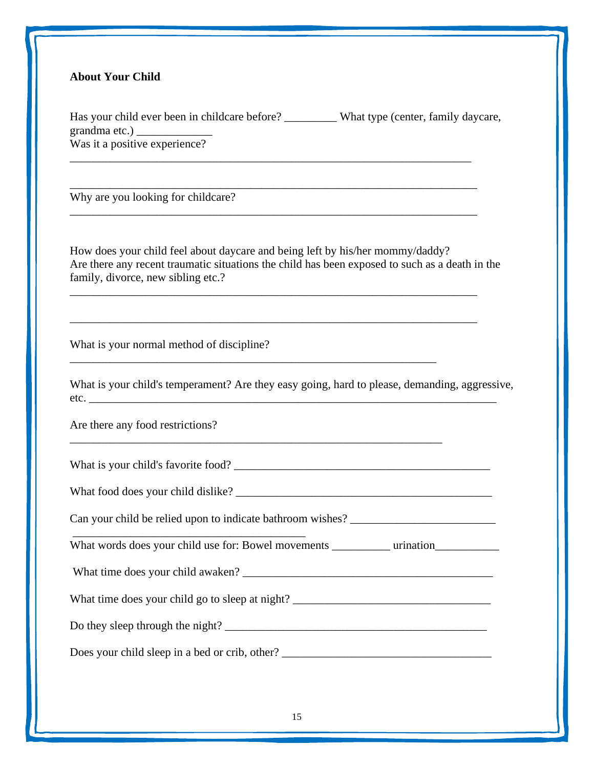**About Your Child**

Has your child ever been in childcare before? _________ What type (center, family daycare, grandma etc.) _____________

Was it a positive experience?

_______________________________________________________________________

_______________________________________________________________________

Why are you looking for childcare?

_______________________________________________________________________

How does your child feel about daycare and being left by his/her mommy/daddy?

Are there any recent traumatic situations the child has been exposed to such as a death in the family, divorce, new sibling etc.?

_______________________________________________________________________

_______________________________________________________________________

What is your normal method of discipline?

_______________________________________________________________

What is your child's temperament? Are they easy going, hard to please, demanding, aggressive, etc. _________________________________________________________________

Are there any food restrictions?

_______________________________________________________________

What is your child's favorite food? ___________________________________________

What food does your child dislike? ___________________________________________

Can your child be relied upon to indicate bathroom wishes? ________________________

________________________________________

What words does your child use for: Bowel movements __________ urination___________

What time does your child awaken? __________________________________________

What time does your child go to sleep at night? _________________________________

Do they sleep through the night? _____________________________________________

Does your child sleep in a bed or crib, other? __________________________________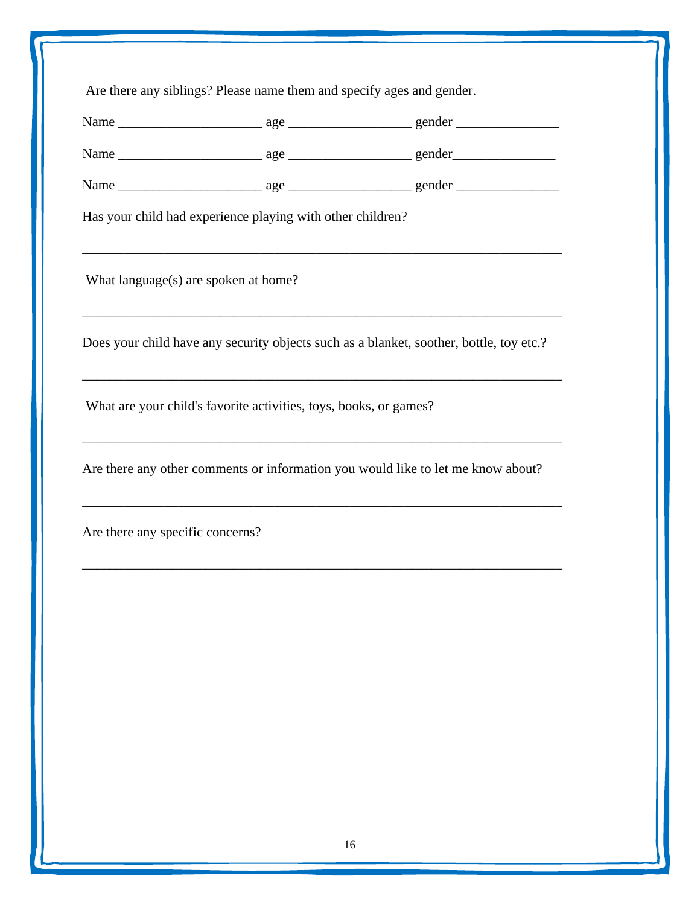Are there any siblings? Please name them and specify ages and gender.

Name ____________________ age _________________ gender ______________

Name ____________________ age _________________ gender______________

Name ____________________ age _________________ gender ______________

Has your child had experience playing with other children?

_____________________________________________________________________

What language(s) are spoken at home?

_____________________________________________________________________

Does your child have any security objects such as a blanket, soother, bottle, toy etc.?

_____________________________________________________________________

What are your child's favorite activities, toys, books, or games?

_____________________________________________________________________

Are there any other comments or information you would like to let me know about?

_____________________________________________________________________

Are there any specific concerns?

_____________________________________________________________________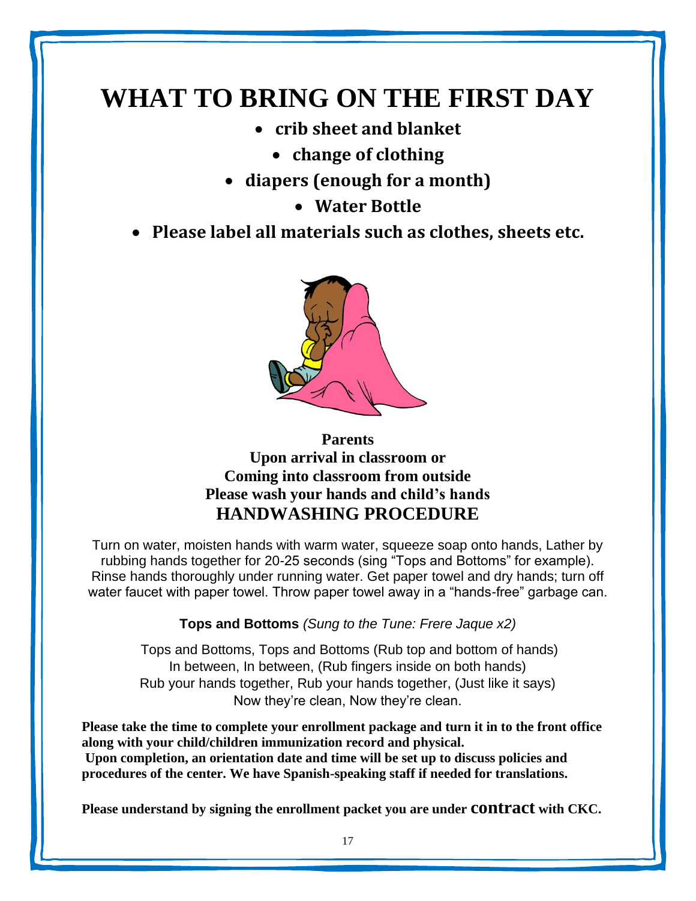# WHAT TO BRING ON THE FIRST DAY

- **crib sheet and blanket**
- **change of clothing**
- **diapers (enough for a month)**
- **Water Bottle**
- **Please label all materials such as clothes, sheets etc.**

**Parents**
**Upon arrival in classroom or**
**Coming into classroom from outside**
**Please wash your hands and child's hands**

## HANDWASHING PROCEDURE

Turn on water, moisten hands with warm water, squeeze soap onto hands, Lather by rubbing hands together for 20-25 seconds (sing "Tops and Bottoms" for example). Rinse hands thoroughly under running water. Get paper towel and dry hands; turn off water faucet with paper towel. Throw paper towel away in a "hands-free" garbage can.

**Tops and Bottoms** *(Sung to the Tune: Frere Jaque x2)*

Tops and Bottoms, Tops and Bottoms (Rub top and bottom of hands)
In between, In between, (Rub fingers inside on both hands)
Rub your hands together, Rub your hands together, (Just like it says)
Now they're clean, Now they're clean.

**Please take the time to complete your enrollment package and turn it in to the front office along with your child/children immunization record and physical.**
**Upon completion, an orientation date and time will be set up to discuss policies and procedures of the center. We have Spanish-speaking staff if needed for translations.**

**Please understand by signing the enrollment packet you are under contract with CKC.**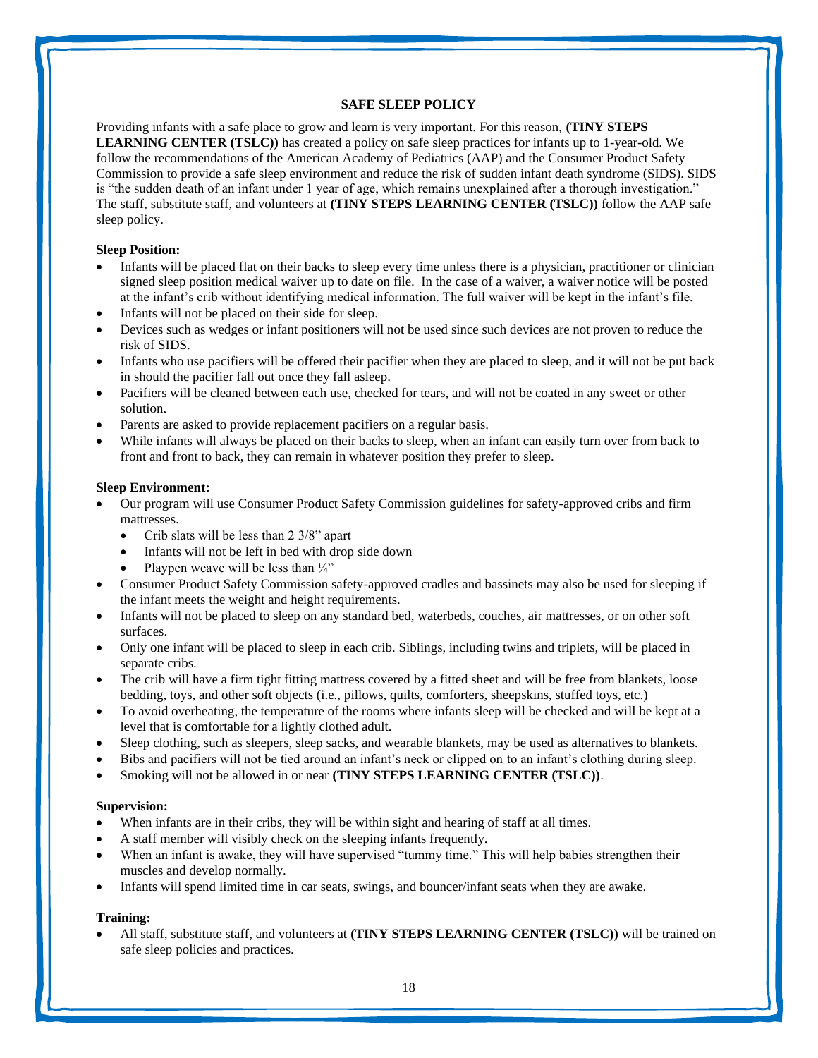## SAFE SLEEP POLICY

Providing infants with a safe place to grow and learn is very important. For this reason, **(TINY STEPS LEARNING CENTER (TSLC))** has created a policy on safe sleep practices for infants up to 1-year-old. We follow the recommendations of the American Academy of Pediatrics (AAP) and the Consumer Product Safety Commission to provide a safe sleep environment and reduce the risk of sudden infant death syndrome (SIDS). SIDS is "the sudden death of an infant under 1 year of age, which remains unexplained after a thorough investigation." The staff, substitute staff, and volunteers at **(TINY STEPS LEARNING CENTER (TSLC))** follow the AAP safe sleep policy.

**Sleep Position:**

- Infants will be placed flat on their backs to sleep every time unless there is a physician, practitioner or clinician signed sleep position medical waiver up to date on file. In the case of a waiver, a waiver notice will be posted at the infant's crib without identifying medical information. The full waiver will be kept in the infant's file.
- Infants will not be placed on their side for sleep.
- Devices such as wedges or infant positioners will not be used since such devices are not proven to reduce the risk of SIDS.
- Infants who use pacifiers will be offered their pacifier when they are placed to sleep, and it will not be put back in should the pacifier fall out once they fall asleep.
- Pacifiers will be cleaned between each use, checked for tears, and will not be coated in any sweet or other solution.
- Parents are asked to provide replacement pacifiers on a regular basis.
- While infants will always be placed on their backs to sleep, when an infant can easily turn over from back to front and front to back, they can remain in whatever position they prefer to sleep.

**Sleep Environment:**

- Our program will use Consumer Product Safety Commission guidelines for safety-approved cribs and firm mattresses.
  - Crib slats will be less than 2 3/8" apart
  - Infants will not be left in bed with drop side down
  - Playpen weave will be less than ¼"
- Consumer Product Safety Commission safety-approved cradles and bassinets may also be used for sleeping if the infant meets the weight and height requirements.
- Infants will not be placed to sleep on any standard bed, waterbeds, couches, air mattresses, or on other soft surfaces.
- Only one infant will be placed to sleep in each crib. Siblings, including twins and triplets, will be placed in separate cribs.
- The crib will have a firm tight fitting mattress covered by a fitted sheet and will be free from blankets, loose bedding, toys, and other soft objects (i.e., pillows, quilts, comforters, sheepskins, stuffed toys, etc.)
- To avoid overheating, the temperature of the rooms where infants sleep will be checked and will be kept at a level that is comfortable for a lightly clothed adult.
- Sleep clothing, such as sleepers, sleep sacks, and wearable blankets, may be used as alternatives to blankets.
- Bibs and pacifiers will not be tied around an infant's neck or clipped on to an infant's clothing during sleep.
- Smoking will not be allowed in or near **(TINY STEPS LEARNING CENTER (TSLC))**.

**Supervision:**

- When infants are in their cribs, they will be within sight and hearing of staff at all times.
- A staff member will visibly check on the sleeping infants frequently.
- When an infant is awake, they will have supervised "tummy time." This will help babies strengthen their muscles and develop normally.
- Infants will spend limited time in car seats, swings, and bouncer/infant seats when they are awake.

**Training:**

- All staff, substitute staff, and volunteers at **(TINY STEPS LEARNING CENTER (TSLC))** will be trained on safe sleep policies and practices.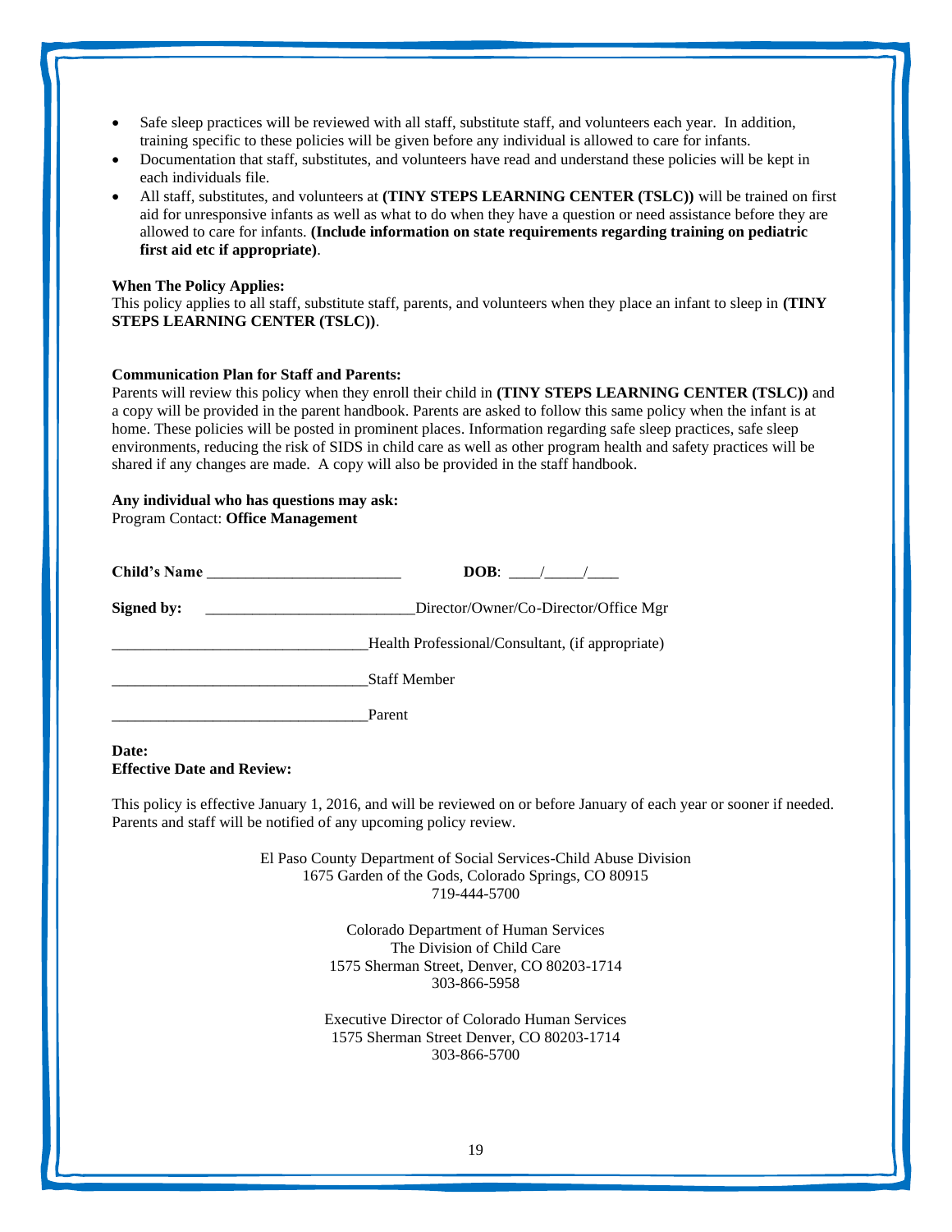- Safe sleep practices will be reviewed with all staff, substitute staff, and volunteers each year. In addition, training specific to these policies will be given before any individual is allowed to care for infants.
- Documentation that staff, substitutes, and volunteers have read and understand these policies will be kept in each individuals file.
- All staff, substitutes, and volunteers at **(TINY STEPS LEARNING CENTER (TSLC))** will be trained on first aid for unresponsive infants as well as what to do when they have a question or need assistance before they are allowed to care for infants. **(Include information on state requirements regarding training on pediatric first aid etc if appropriate)**.

**When The Policy Applies:**
This policy applies to all staff, substitute staff, parents, and volunteers when they place an infant to sleep in **(TINY STEPS LEARNING CENTER (TSLC))**.

**Communication Plan for Staff and Parents:**
Parents will review this policy when they enroll their child in **(TINY STEPS LEARNING CENTER (TSLC))** and a copy will be provided in the parent handbook. Parents are asked to follow this same policy when the infant is at home. These policies will be posted in prominent places. Information regarding safe sleep practices, safe sleep environments, reducing the risk of SIDS in child care as well as other program health and safety practices will be shared if any changes are made. A copy will also be provided in the staff handbook.

**Any individual who has questions may ask:**
Program Contact: **Office Management**

**Child's Name** _________________________ **DOB**: ____/_____/____

**Signed by:** ___________________________Director/Owner/Co-Director/Office Mgr

_________________________________Health Professional/Consultant, (if appropriate)

_________________________________Staff Member

_________________________________Parent

**Date:**
**Effective Date and Review:**

This policy is effective January 1, 2016, and will be reviewed on or before January of each year or sooner if needed. Parents and staff will be notified of any upcoming policy review.

El Paso County Department of Social Services-Child Abuse Division
1675 Garden of the Gods, Colorado Springs, CO 80915
719-444-5700

Colorado Department of Human Services
The Division of Child Care
1575 Sherman Street, Denver, CO 80203-1714
303-866-5958

Executive Director of Colorado Human Services
1575 Sherman Street Denver, CO 80203-1714
303-866-5700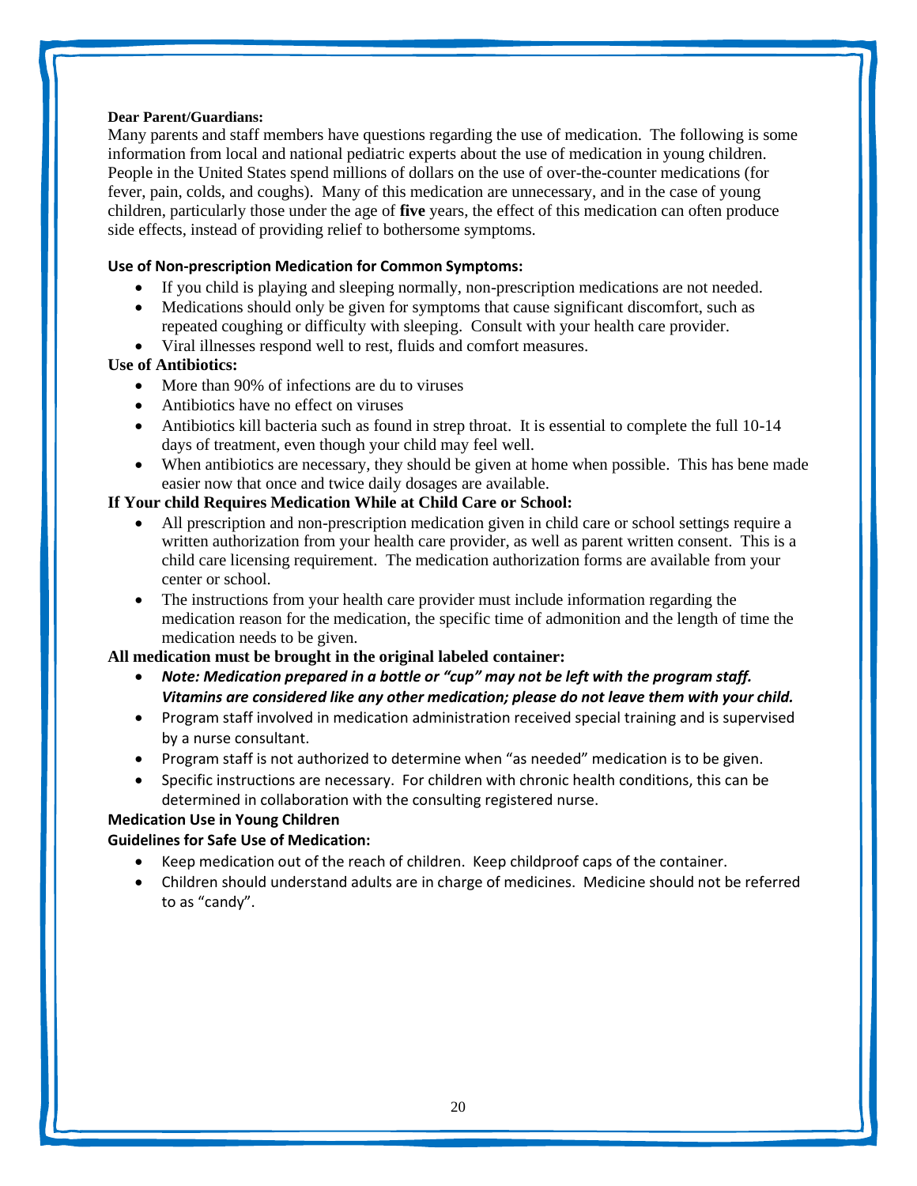**Dear Parent/Guardians:**

Many parents and staff members have questions regarding the use of medication. The following is some information from local and national pediatric experts about the use of medication in young children. People in the United States spend millions of dollars on the use of over-the-counter medications (for fever, pain, colds, and coughs). Many of this medication are unnecessary, and in the case of young children, particularly those under the age of **five** years, the effect of this medication can often produce side effects, instead of providing relief to bothersome symptoms.

**Use of Non-prescription Medication for Common Symptoms:**

- If you child is playing and sleeping normally, non-prescription medications are not needed.
- Medications should only be given for symptoms that cause significant discomfort, such as repeated coughing or difficulty with sleeping. Consult with your health care provider.
- Viral illnesses respond well to rest, fluids and comfort measures.

**Use of Antibiotics:**

- More than 90% of infections are du to viruses
- Antibiotics have no effect on viruses
- Antibiotics kill bacteria such as found in strep throat. It is essential to complete the full 10-14 days of treatment, even though your child may feel well.
- When antibiotics are necessary, they should be given at home when possible. This has bene made easier now that once and twice daily dosages are available.

**If Your child Requires Medication While at Child Care or School:**

- All prescription and non-prescription medication given in child care or school settings require a written authorization from your health care provider, as well as parent written consent. This is a child care licensing requirement. The medication authorization forms are available from your center or school.
- The instructions from your health care provider must include information regarding the medication reason for the medication, the specific time of admonition and the length of time the medication needs to be given.

**All medication must be brought in the original labeled container:**

- ***Note: Medication prepared in a bottle or "cup" may not be left with the program staff. Vitamins are considered like any other medication; please do not leave them with your child.***
- Program staff involved in medication administration received special training and is supervised by a nurse consultant.
- Program staff is not authorized to determine when "as needed" medication is to be given.
- Specific instructions are necessary. For children with chronic health conditions, this can be determined in collaboration with the consulting registered nurse.

**Medication Use in Young Children**

**Guidelines for Safe Use of Medication:**

- Keep medication out of the reach of children. Keep childproof caps of the container.
- Children should understand adults are in charge of medicines. Medicine should not be referred to as "candy".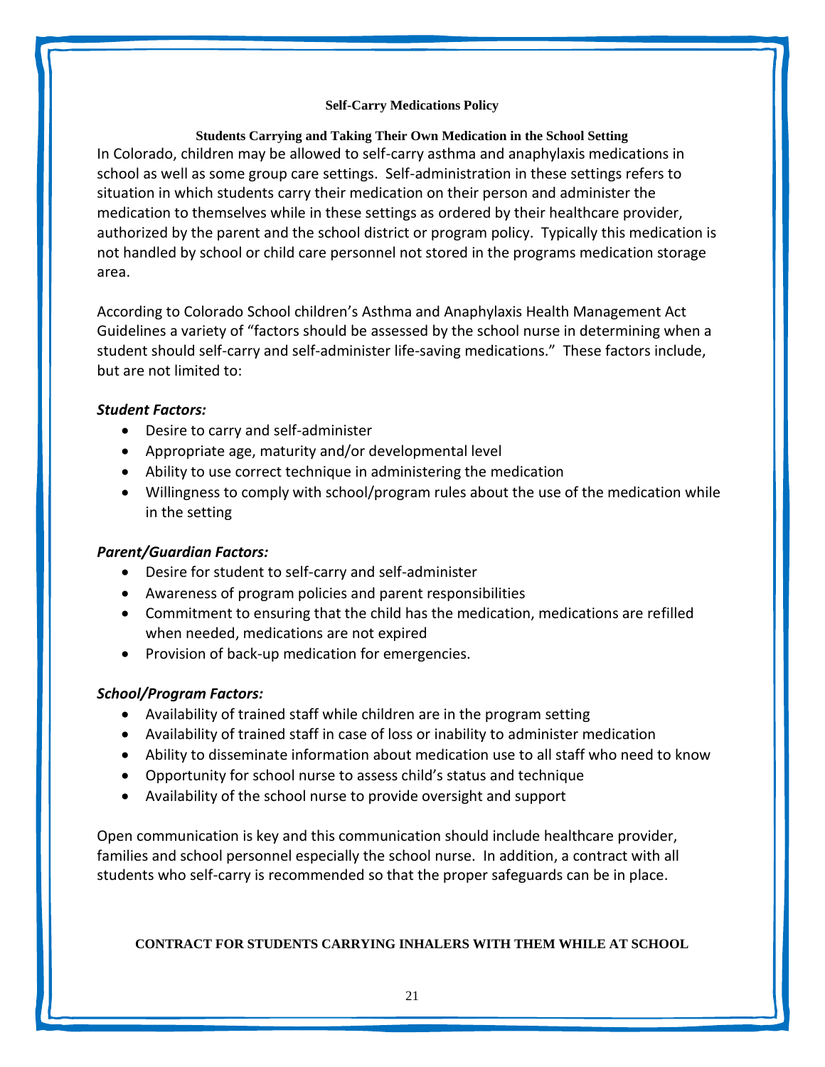## Self-Carry Medications Policy

### Students Carrying and Taking Their Own Medication in the School Setting

In Colorado, children may be allowed to self-carry asthma and anaphylaxis medications in school as well as some group care settings. Self-administration in these settings refers to situation in which students carry their medication on their person and administer the medication to themselves while in these settings as ordered by their healthcare provider, authorized by the parent and the school district or program policy. Typically this medication is not handled by school or child care personnel not stored in the programs medication storage area.

According to Colorado School children's Asthma and Anaphylaxis Health Management Act Guidelines a variety of "factors should be assessed by the school nurse in determining when a student should self-carry and self-administer life-saving medications." These factors include, but are not limited to:

***Student Factors:***

- Desire to carry and self-administer
- Appropriate age, maturity and/or developmental level
- Ability to use correct technique in administering the medication
- Willingness to comply with school/program rules about the use of the medication while in the setting

***Parent/Guardian Factors:***

- Desire for student to self-carry and self-administer
- Awareness of program policies and parent responsibilities
- Commitment to ensuring that the child has the medication, medications are refilled when needed, medications are not expired
- Provision of back-up medication for emergencies.

***School/Program Factors:***

- Availability of trained staff while children are in the program setting
- Availability of trained staff in case of loss or inability to administer medication
- Ability to disseminate information about medication use to all staff who need to know
- Opportunity for school nurse to assess child's status and technique
- Availability of the school nurse to provide oversight and support

Open communication is key and this communication should include healthcare provider, families and school personnel especially the school nurse. In addition, a contract with all students who self-carry is recommended so that the proper safeguards can be in place.

**CONTRACT FOR STUDENTS CARRYING INHALERS WITH THEM WHILE AT SCHOOL**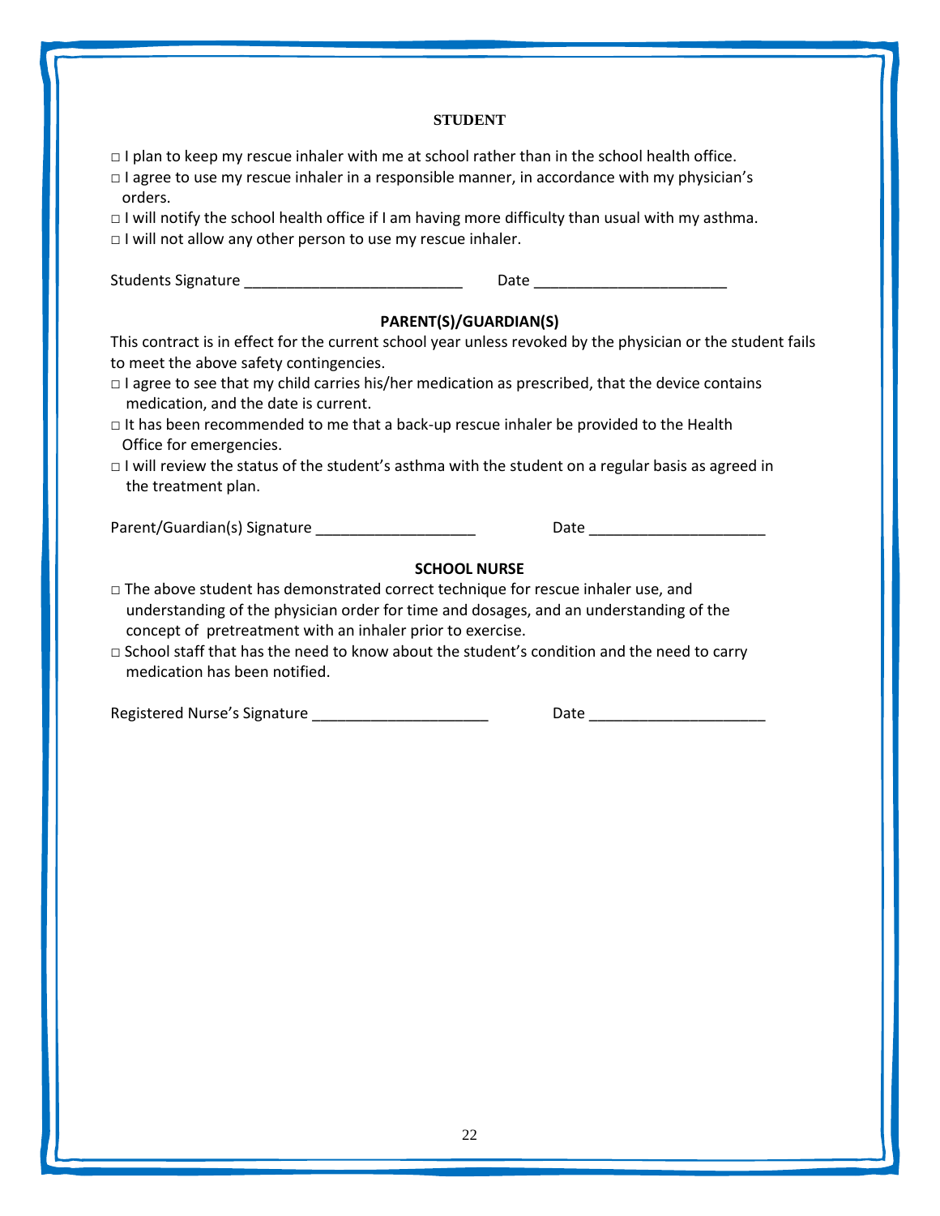## STUDENT

□ I plan to keep my rescue inhaler with me at school rather than in the school health office.
□ I agree to use my rescue inhaler in a responsible manner, in accordance with my physician's orders.
□ I will notify the school health office if I am having more difficulty than usual with my asthma.
□ I will not allow any other person to use my rescue inhaler.

Students Signature ___________________________ Date ________________________

## PARENT(S)/GUARDIAN(S)

This contract is in effect for the current school year unless revoked by the physician or the student fails to meet the above safety contingencies.

□ I agree to see that my child carries his/her medication as prescribed, that the device contains medication, and the date is current.
□ It has been recommended to me that a back-up rescue inhaler be provided to the Health Office for emergencies.
□ I will review the status of the student's asthma with the student on a regular basis as agreed in the treatment plan.

Parent/Guardian(s) Signature ____________________ Date ______________________

## SCHOOL NURSE

□ The above student has demonstrated correct technique for rescue inhaler use, and understanding of the physician order for time and dosages, and an understanding of the concept of pretreatment with an inhaler prior to exercise.
□ School staff that has the need to know about the student's condition and the need to carry medication has been notified.

Registered Nurse's Signature ______________________ Date ______________________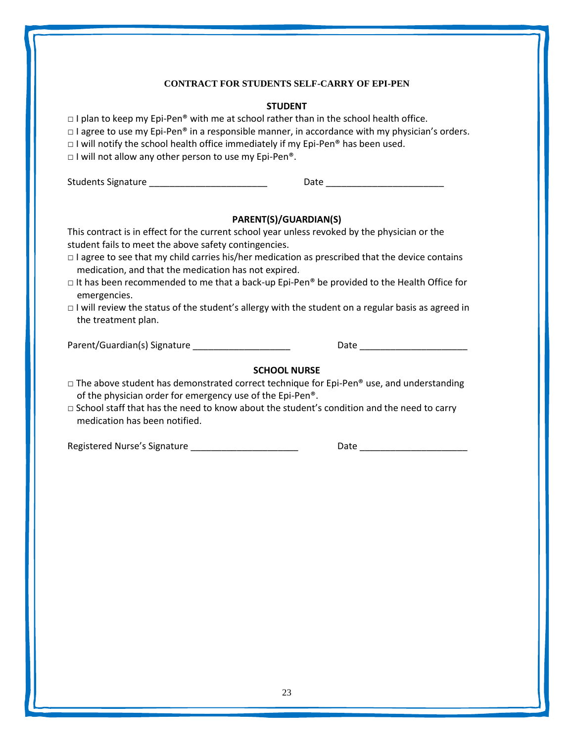# CONTRACT FOR STUDENTS SELF-CARRY OF EPI-PEN

## STUDENT

□ I plan to keep my Epi-Pen® with me at school rather than in the school health office.
□ I agree to use my Epi-Pen® in a responsible manner, in accordance with my physician's orders.
□ I will notify the school health office immediately if my Epi-Pen® has been used.
□ I will not allow any other person to use my Epi-Pen®.

Students Signature _______________________ Date _______________________

## PARENT(S)/GUARDIAN(S)

This contract is in effect for the current school year unless revoked by the physician or the student fails to meet the above safety contingencies.

□ I agree to see that my child carries his/her medication as prescribed that the device contains medication, and that the medication has not expired.
□ It has been recommended to me that a back-up Epi-Pen® be provided to the Health Office for emergencies.
□ I will review the status of the student's allergy with the student on a regular basis as agreed in the treatment plan.

Parent/Guardian(s) Signature ___________________ Date _____________________

## SCHOOL NURSE

□ The above student has demonstrated correct technique for Epi-Pen® use, and understanding of the physician order for emergency use of the Epi-Pen®.
□ School staff that has the need to know about the student's condition and the need to carry medication has been notified.

Registered Nurse's Signature _____________________ Date _____________________